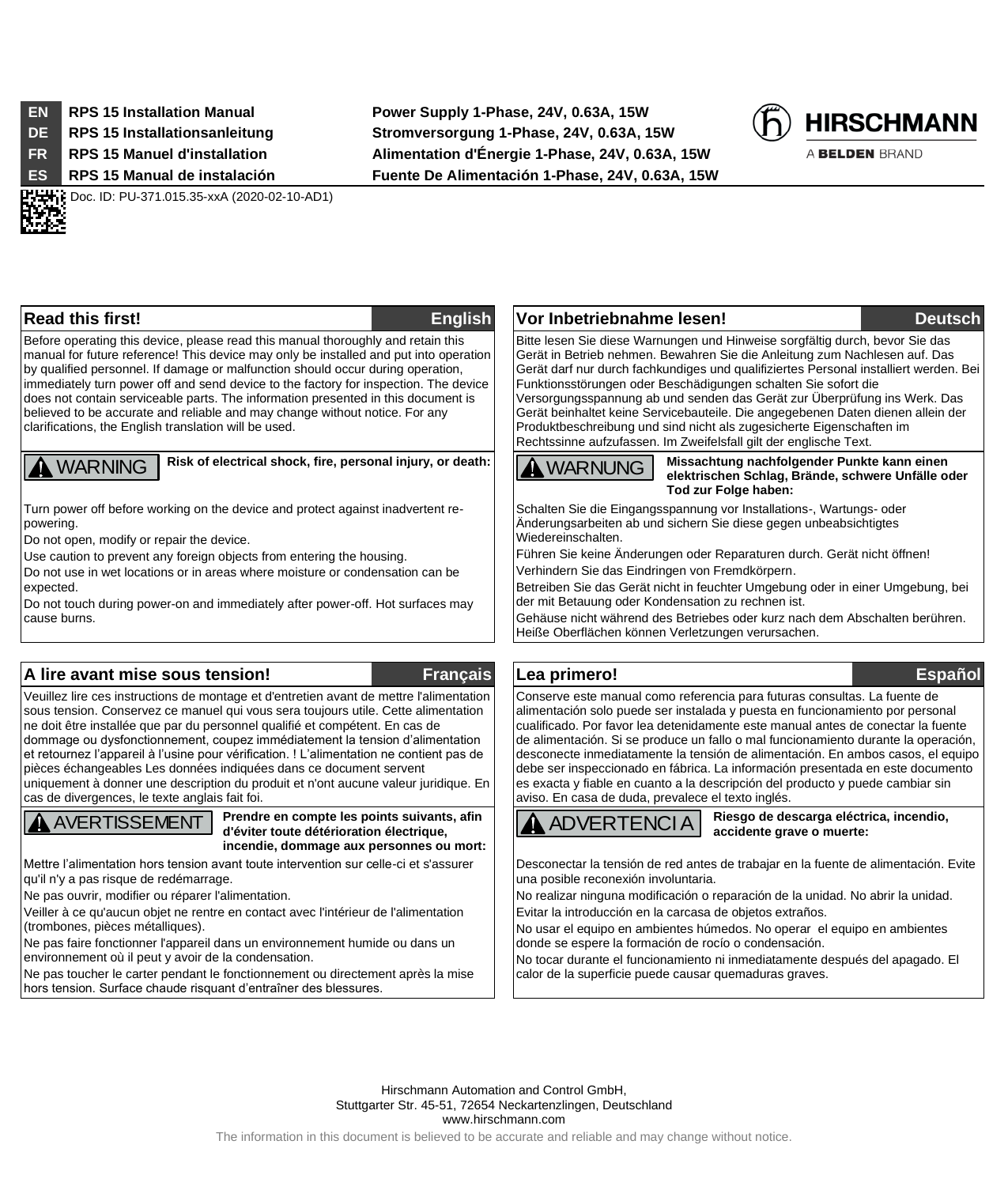| | | |
|---|---|---|
| **EN** | **RPS 15 Installation Manual** | **Power Supply 1-Phase, 24V, 0.63A, 15W** |
| **DE** | **RPS 15 Installationsanleitung** | **Stromversorgung 1-Phase, 24V, 0.63A, 15W** |
| **FR** | **RPS 15 Manuel d'installation** | **Alimentation d'Énergie 1-Phase, 24V, 0.63A, 15W** |
| **ES** | **RPS 15 Manual de instalación** | **Fuente De Alimentación 1-Phase, 24V, 0.63A, 15W** |

HIRSCHMANN
A BELDEN BRAND

Doc. ID: PU-371.015.35-xxA (2020-02-10-AD1)

## Read this first! — English

Before operating this device, please read this manual thoroughly and retain this manual for future reference! This device may only be installed and put into operation by qualified personnel. If damage or malfunction should occur during operation, immediately turn power off and send device to the factory for inspection. The device does not contain serviceable parts. The information presented in this document is believed to be accurate and reliable and may change without notice. For any clarifications, the English translation will be used.

**⚠ WARNING** **Risk of electrical shock, fire, personal injury, or death:**

Turn power off before working on the device and protect against inadvertent re-powering.

Do not open, modify or repair the device.

Use caution to prevent any foreign objects from entering the housing.

Do not use in wet locations or in areas where moisture or condensation can be expected.

Do not touch during power-on and immediately after power-off. Hot surfaces may cause burns.

## Vor Inbetriebnahme lesen! — Deutsch

Bitte lesen Sie diese Warnungen und Hinweise sorgfältig durch, bevor Sie das Gerät in Betrieb nehmen. Bewahren Sie die Anleitung zum Nachlesen auf. Das Gerät darf nur durch fachkundiges und qualifiziertes Personal installiert werden. Bei Funktionsstörungen oder Beschädigungen schalten Sie sofort die Versorgungsspannung ab und senden das Gerät zur Überprüfung ins Werk. Das Gerät beinhaltet keine Servicebauteile. Die angegebenen Daten dienen allein der Produktbeschreibung und sind nicht als zugesicherte Eigenschaften im Rechtssinne aufzufassen. Im Zweifelsfall gilt der englische Text.

**⚠ WARNUNG** **Missachtung nachfolgender Punkte kann einen elektrischen Schlag, Brände, schwere Unfälle oder Tod zur Folge haben:**

Schalten Sie die Eingangsspannung vor Installations-, Wartungs- oder Änderungsarbeiten ab und sichern Sie diese gegen unbeabsichtigtes Wiedereinschalten.

Führen Sie keine Änderungen oder Reparaturen durch. Gerät nicht öffnen!

Verhindern Sie das Eindringen von Fremdkörpern.

Betreiben Sie das Gerät nicht in feuchter Umgebung oder in einer Umgebung, bei der mit Betauung oder Kondensation zu rechnen ist.

Gehäuse nicht während des Betriebes oder kurz nach dem Abschalten berühren. Heiße Oberflächen können Verletzungen verursachen.

## A lire avant mise sous tension! — Français

Veuillez lire ces instructions de montage et d'entretien avant de mettre l'alimentation sous tension. Conservez ce manuel qui vous sera toujours utile. Cette alimentation ne doit être installée que par du personnel qualifié et compétent. En cas de dommage ou dysfonctionnement, coupez immédiatement la tension d'alimentation et retournez l'appareil à l'usine pour vérification. ! L'alimentation ne contient pas de pièces échangeables Les données indiquées dans ce document servent uniquement à donner une description du produit et n'ont aucune valeur juridique. En cas de divergences, le texte anglais fait foi.

**⚠ AVERTISSEMENT** **Prendre en compte les points suivants, afin d'éviter toute détérioration électrique, incendie, dommage aux personnes ou mort:**

Mettre l'alimentation hors tension avant toute intervention sur celle-ci et s'assurer qu'il n'y a pas risque de redémarrage.

Ne pas ouvrir, modifier ou réparer l'alimentation.

Veiller à ce qu'aucun objet ne rentre en contact avec l'intérieur de l'alimentation (trombones, pièces métalliques).

Ne pas faire fonctionner l'appareil dans un environnement humide ou dans un environnement où il peut y avoir de la condensation.

Ne pas toucher le carter pendant le fonctionnement ou directement après la mise hors tension. Surface chaude risquant d'entraîner des blessures.

## Lea primero! — Español

Conserve este manual como referencia para futuras consultas. La fuente de alimentación solo puede ser instalada y puesta en funcionamiento por personal cualificado. Por favor lea detenidamente este manual antes de conectar la fuente de alimentación. Si se produce un fallo o mal funcionamiento durante la operación, desconecte inmediatamente la tensión de alimentación. En ambos casos, el equipo debe ser inspeccionado en fábrica. La información presentada en este documento es exacta y fiable en cuanto a la descripción del producto y puede cambiar sin aviso. En casa de duda, prevalece el texto inglés.

**⚠ ADVERTENCIA** **Riesgo de descarga eléctrica, incendio, accidente grave o muerte:**

Desconectar la tensión de red antes de trabajar en la fuente de alimentación. Evite una posible reconexión involuntaria.

No realizar ninguna modificación o reparación de la unidad. No abrir la unidad.

Evitar la introducción en la carcasa de objetos extraños.

No usar el equipo en ambientes húmedos. No operar el equipo en ambientes donde se espere la formación de rocío o condensación.

No tocar durante el funcionamiento ni inmediatamente después del apagado. El calor de la superficie puede causar quemaduras graves.

Hirschmann Automation and Control GmbH,
Stuttgarter Str. 45-51, 72654 Neckartenzlingen, Deutschland
www.hirschmann.com

The information in this document is believed to be accurate and reliable and may change without notice.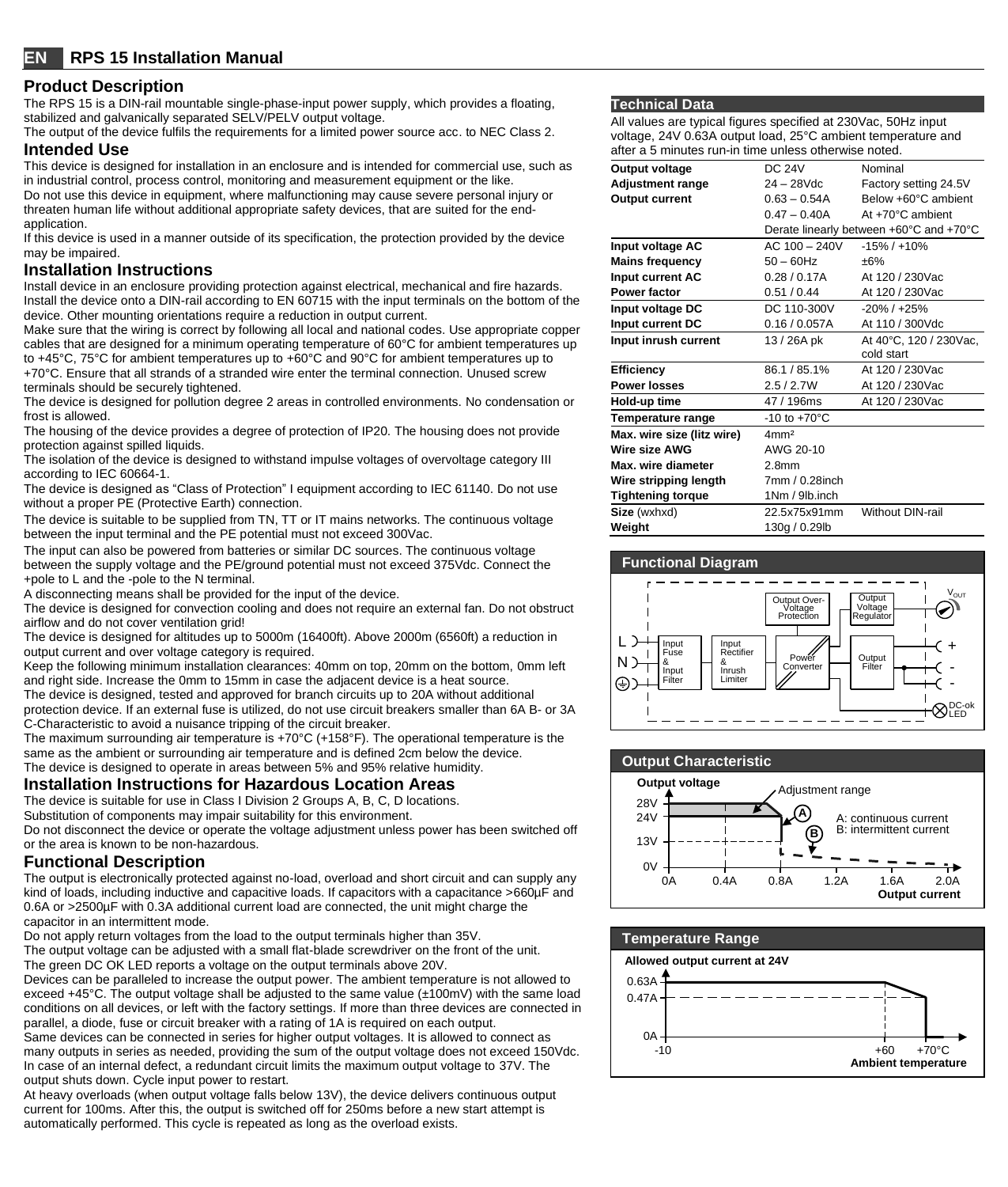# EN RPS 15 Installation Manual

## Product Description

The RPS 15 is a DIN-rail mountable single-phase-input power supply, which provides a floating, stabilized and galvanically separated SELV/PELV output voltage.

The output of the device fulfils the requirements for a limited power source acc. to NEC Class 2.

## Intended Use

This device is designed for installation in an enclosure and is intended for commercial use, such as in industrial control, process control, monitoring and measurement equipment or the like.

Do not use this device in equipment, where malfunctioning may cause severe personal injury or threaten human life without additional appropriate safety devices, that are suited for the end-application.

If this device is used in a manner outside of its specification, the protection provided by the device may be impaired.

## Installation Instructions

Install device in an enclosure providing protection against electrical, mechanical and fire hazards.

Install the device onto a DIN-rail according to EN 60715 with the input terminals on the bottom of the device. Other mounting orientations require a reduction in output current.

Make sure that the wiring is correct by following all local and national codes. Use appropriate copper cables that are designed for a minimum operating temperature of 60°C for ambient temperatures up to +45°C, 75°C for ambient temperatures up to +60°C and 90°C for ambient temperatures up to +70°C. Ensure that all strands of a stranded wire enter the terminal connection. Unused screw terminals should be securely tightened.

The device is designed for pollution degree 2 areas in controlled environments. No condensation or frost is allowed.

The housing of the device provides a degree of protection of IP20. The housing does not provide protection against spilled liquids.

The isolation of the device is designed to withstand impulse voltages of overvoltage category III according to IEC 60664-1.

The device is designed as "Class of Protection" I equipment according to IEC 61140. Do not use without a proper PE (Protective Earth) connection.

The device is suitable to be supplied from TN, TT or IT mains networks. The continuous voltage between the input terminal and the PE potential must not exceed 300Vac.

The input can also be powered from batteries or similar DC sources. The continuous voltage between the supply voltage and the PE/ground potential must not exceed 375Vdc. Connect the +pole to L and the -pole to the N terminal.

A disconnecting means shall be provided for the input of the device.

The device is designed for convection cooling and does not require an external fan. Do not obstruct airflow and do not cover ventilation grid!

The device is designed for altitudes up to 5000m (16400ft). Above 2000m (6560ft) a reduction in output current and over voltage category is required.

Keep the following minimum installation clearances: 40mm on top, 20mm on the bottom, 0mm left and right side. Increase the 0mm to 15mm in case the adjacent device is a heat source.

The device is designed, tested and approved for branch circuits up to 20A without additional protection device. If an external fuse is utilized, do not use circuit breakers smaller than 6A B- or 3A C-Characteristic to avoid a nuisance tripping of the circuit breaker.

The maximum surrounding air temperature is +70°C (+158°F). The operational temperature is the same as the ambient or surrounding air temperature and is defined 2cm below the device.

The device is designed to operate in areas between 5% and 95% relative humidity.

## Installation Instructions for Hazardous Location Areas

The device is suitable for use in Class I Division 2 Groups A, B, C, D locations.

Substitution of components may impair suitability for this environment.

Do not disconnect the device or operate the voltage adjustment unless power has been switched off or the area is known to be non-hazardous.

## Functional Description

The output is electronically protected against no-load, overload and short circuit and can supply any kind of loads, including inductive and capacitive loads. If capacitors with a capacitance >660µF and 0.6A or >2500µF with 0.3A additional current load are connected, the unit might charge the capacitor in an intermittent mode.

Do not apply return voltages from the load to the output terminals higher than 35V.

The output voltage can be adjusted with a small flat-blade screwdriver on the front of the unit.

The green DC OK LED reports a voltage on the output terminals above 20V.

Devices can be paralleled to increase the output power. The ambient temperature is not allowed to exceed +45°C. The output voltage shall be adjusted to the same value (±100mV) with the same load conditions on all devices, or left with the factory settings. If more than three devices are connected in parallel, a diode, fuse or circuit breaker with a rating of 1A is required on each output.

Same devices can be connected in series for higher output voltages. It is allowed to connect as many outputs in series as needed, providing the sum of the output voltage does not exceed 150Vdc. In case of an internal defect, a redundant circuit limits the maximum output voltage to 37V. The output shuts down. Cycle input power to restart.

At heavy overloads (when output voltage falls below 13V), the device delivers continuous output current for 100ms. After this, the output is switched off for 250ms before a new start attempt is automatically performed. This cycle is repeated as long as the overload exists.

## Technical Data

All values are typical figures specified at 230Vac, 50Hz input voltage, 24V 0.63A output load, 25°C ambient temperature and after a 5 minutes run-in time unless otherwise noted.

| | | |
|---|---|---|
| **Output voltage** | DC 24V | Nominal |
| **Adjustment range** | 24 – 28Vdc | Factory setting 24.5V |
| **Output current** | 0.63 – 0.54A | Below +60°C ambient |
| | 0.47 – 0.40A | At +70°C ambient |
| | Derate linearly between +60°C and +70°C | |
| **Input voltage AC** | AC 100 – 240V | -15% / +10% |
| **Mains frequency** | 50 – 60Hz | ±6% |
| **Input current AC** | 0.28 / 0.17A | At 120 / 230Vac |
| **Power factor** | 0.51 / 0.44 | At 120 / 230Vac |
| **Input voltage DC** | DC 110-300V | -20% / +25% |
| **Input current DC** | 0.16 / 0.057A | At 110 / 300Vdc |
| **Input inrush current** | 13 / 26A pk | At 40°C, 120 / 230Vac, cold start |
| **Efficiency** | 86.1 / 85.1% | At 120 / 230Vac |
| **Power losses** | 2.5 / 2.7W | At 120 / 230Vac |
| **Hold-up time** | 47 / 196ms | At 120 / 230Vac |
| **Temperature range** | -10 to +70°C | |
| **Max. wire size (litz wire)** | 4mm² | |
| **Wire size AWG** | AWG 20-10 | |
| **Max. wire diameter** | 2.8mm | |
| **Wire stripping length** | 7mm / 0.28inch | |
| **Tightening torque** | 1Nm / 9lb.inch | |
| **Size** (wxhxd) | 22.5x75x91mm | Without DIN-rail |
| **Weight** | 130g / 0.29lb | |

## Functional Diagram

L, N, ⏚
Input Fuse & Input Filter
Input Rectifier & Inrush Limiter
Power Converter
Output Over-Voltage Protection
Output Voltage Regulator
Output Filter
$V_{OUT}$
+
-
-
DC-ok LED

## Output Characteristic

Output voltage
Adjustment range
28V
24V
13V
0V
A: continuous current
B: intermittent current
0A 0.4A 0.8A 1.2A 1.6A 2.0A
Output current

## Temperature Range

Allowed output current at 24V
0.63A
0.47A
0A
-10 +60 +70°C
Ambient temperature